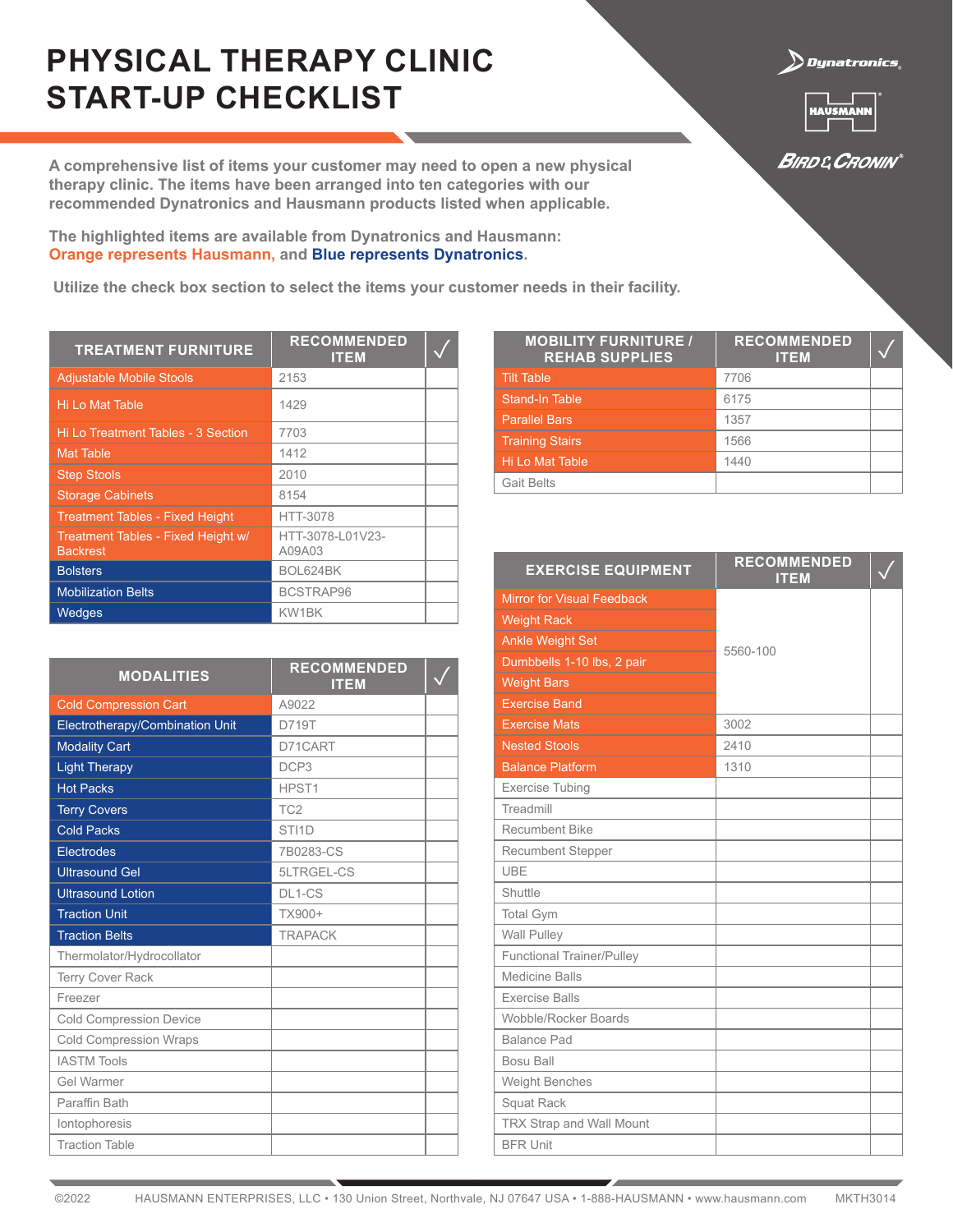# PHYSICAL THERAPY CLINIC START-UP CHECKLIST

A comprehensive list of items your customer may need to open a new physical therapy clinic. The items have been arranged into ten categories with our recommended Dynatronics and Hausmann products listed when applicable.

The highlighted items are available from Dynatronics and Hausmann: **Orange represents Hausmann,** and **Blue represents Dynatronics**.

Utilize the check box section to select the items your customer needs in their facility.

| TREATMENT FURNITURE | RECOMMENDED ITEM | ✓ |
|---|---|---|
| Adjustable Mobile Stools | 2153 | |
| Hi Lo Mat Table | 1429 | |
| Hi Lo Treatment Tables - 3 Section | 7703 | |
| Mat Table | 1412 | |
| Step Stools | 2010 | |
| Storage Cabinets | 8154 | |
| Treatment Tables - Fixed Height | HTT-3078 | |
| Treatment Tables - Fixed Height w/ Backrest | HTT-3078-L01V23-A09A03 | |
| Bolsters | BOL624BK | |
| Mobilization Belts | BCSTRAP96 | |
| Wedges | KW1BK | |

| MODALITIES | RECOMMENDED ITEM | ✓ |
|---|---|---|
| Cold Compression Cart | A9022 | |
| Electrotherapy/Combination Unit | D719T | |
| Modality Cart | D71CART | |
| Light Therapy | DCP3 | |
| Hot Packs | HPST1 | |
| Terry Covers | TC2 | |
| Cold Packs | STI1D | |
| Electrodes | 7B0283-CS | |
| Ultrasound Gel | 5LTRGEL-CS | |
| Ultrasound Lotion | DL1-CS | |
| Traction Unit | TX900+ | |
| Traction Belts | TRAPACK | |
| Thermolator/Hydrocollator | | |
| Terry Cover Rack | | |
| Freezer | | |
| Cold Compression Device | | |
| Cold Compression Wraps | | |
| IASTM Tools | | |
| Gel Warmer | | |
| Paraffin Bath | | |
| Iontophoresis | | |
| Traction Table | | |

| MOBILITY FURNITURE / REHAB SUPPLIES | RECOMMENDED ITEM | ✓ |
|---|---|---|
| Tilt Table | 7706 | |
| Stand-In Table | 6175 | |
| Parallel Bars | 1357 | |
| Training Stairs | 1566 | |
| Hi Lo Mat Table | 1440 | |
| Gait Belts | | |

| EXERCISE EQUIPMENT | RECOMMENDED ITEM | ✓ |
|---|---|---|
| Mirror for Visual Feedback | 5560-100 | |
| Weight Rack | | |
| Ankle Weight Set | | |
| Dumbbells 1-10 lbs, 2 pair | | |
| Weight Bars | | |
| Exercise Band | | |
| Exercise Mats | 3002 | |
| Nested Stools | 2410 | |
| Balance Platform | 1310 | |
| Exercise Tubing | | |
| Treadmill | | |
| Recumbent Bike | | |
| Recumbent Stepper | | |
| UBE | | |
| Shuttle | | |
| Total Gym | | |
| Wall Pulley | | |
| Functional Trainer/Pulley | | |
| Medicine Balls | | |
| Exercise Balls | | |
| Wobble/Rocker Boards | | |
| Balance Pad | | |
| Bosu Ball | | |
| Weight Benches | | |
| Squat Rack | | |
| TRX Strap and Wall Mount | | |
| BFR Unit | | |

©2022 HAUSMANN ENTERPRISES, LLC • 130 Union Street, Northvale, NJ 07647 USA • 1-888-HAUSMANN • www.hausmann.com MKTH3014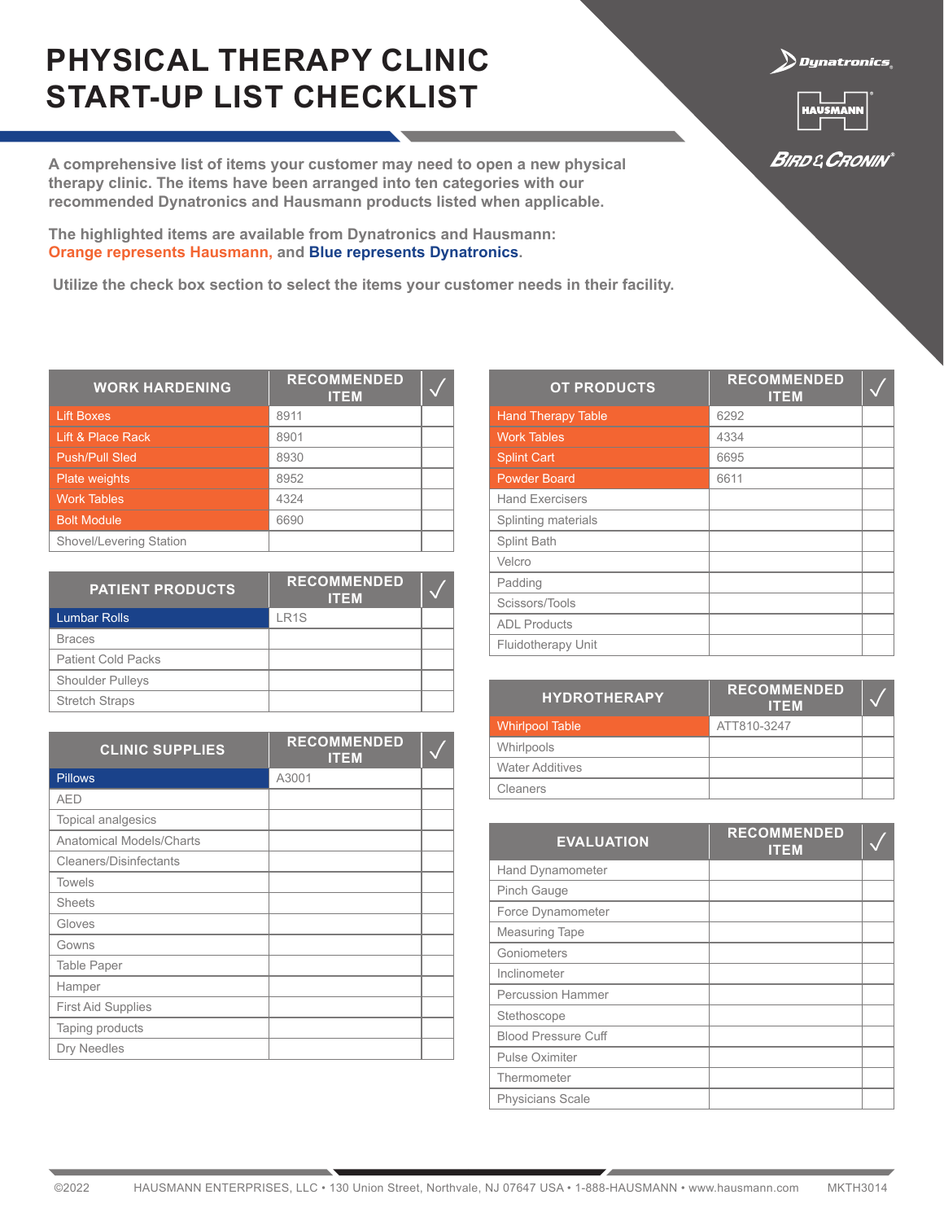# PHYSICAL THERAPY CLINIC START-UP LIST CHECKLIST

Dynatronics

HAUSMANN

BIRD & CRONIN

**A comprehensive list of items your customer may need to open a new physical therapy clinic. The items have been arranged into ten categories with our recommended Dynatronics and Hausmann products listed when applicable.**

**The highlighted items are available from Dynatronics and Hausmann: Orange represents Hausmann, and Blue represents Dynatronics.**

**Utilize the check box section to select the items your customer needs in their facility.**

| WORK HARDENING | RECOMMENDED ITEM | √ |
|---|---|---|
| Lift Boxes | 8911 | |
| Lift & Place Rack | 8901 | |
| Push/Pull Sled | 8930 | |
| Plate weights | 8952 | |
| Work Tables | 4324 | |
| Bolt Module | 6690 | |
| Shovel/Levering Station | | |

| PATIENT PRODUCTS | RECOMMENDED ITEM | √ |
|---|---|---|
| Lumbar Rolls | LR1S | |
| Braces | | |
| Patient Cold Packs | | |
| Shoulder Pulleys | | |
| Stretch Straps | | |

| CLINIC SUPPLIES | RECOMMENDED ITEM | √ |
|---|---|---|
| Pillows | A3001 | |
| AED | | |
| Topical analgesics | | |
| Anatomical Models/Charts | | |
| Cleaners/Disinfectants | | |
| Towels | | |
| Sheets | | |
| Gloves | | |
| Gowns | | |
| Table Paper | | |
| Hamper | | |
| First Aid Supplies | | |
| Taping products | | |
| Dry Needles | | |

| OT PRODUCTS | RECOMMENDED ITEM | √ |
|---|---|---|
| Hand Therapy Table | 6292 | |
| Work Tables | 4334 | |
| Splint Cart | 6695 | |
| Powder Board | 6611 | |
| Hand Exercisers | | |
| Splinting materials | | |
| Splint Bath | | |
| Velcro | | |
| Padding | | |
| Scissors/Tools | | |
| ADL Products | | |
| Fluidotherapy Unit | | |

| HYDROTHERAPY | RECOMMENDED ITEM | √ |
|---|---|---|
| Whirlpool Table | ATT810-3247 | |
| Whirlpools | | |
| Water Additives | | |
| Cleaners | | |

| EVALUATION | RECOMMENDED ITEM | √ |
|---|---|---|
| Hand Dynamometer | | |
| Pinch Gauge | | |
| Force Dynamometer | | |
| Measuring Tape | | |
| Goniometers | | |
| Inclinometer | | |
| Percussion Hammer | | |
| Stethoscope | | |
| Blood Pressure Cuff | | |
| Pulse Oximiter | | |
| Thermometer | | |
| Physicians Scale | | |

©2022 HAUSMANN ENTERPRISES, LLC • 130 Union Street, Northvale, NJ 07647 USA • 1-888-HAUSMANN • www.hausmann.com MKTH3014